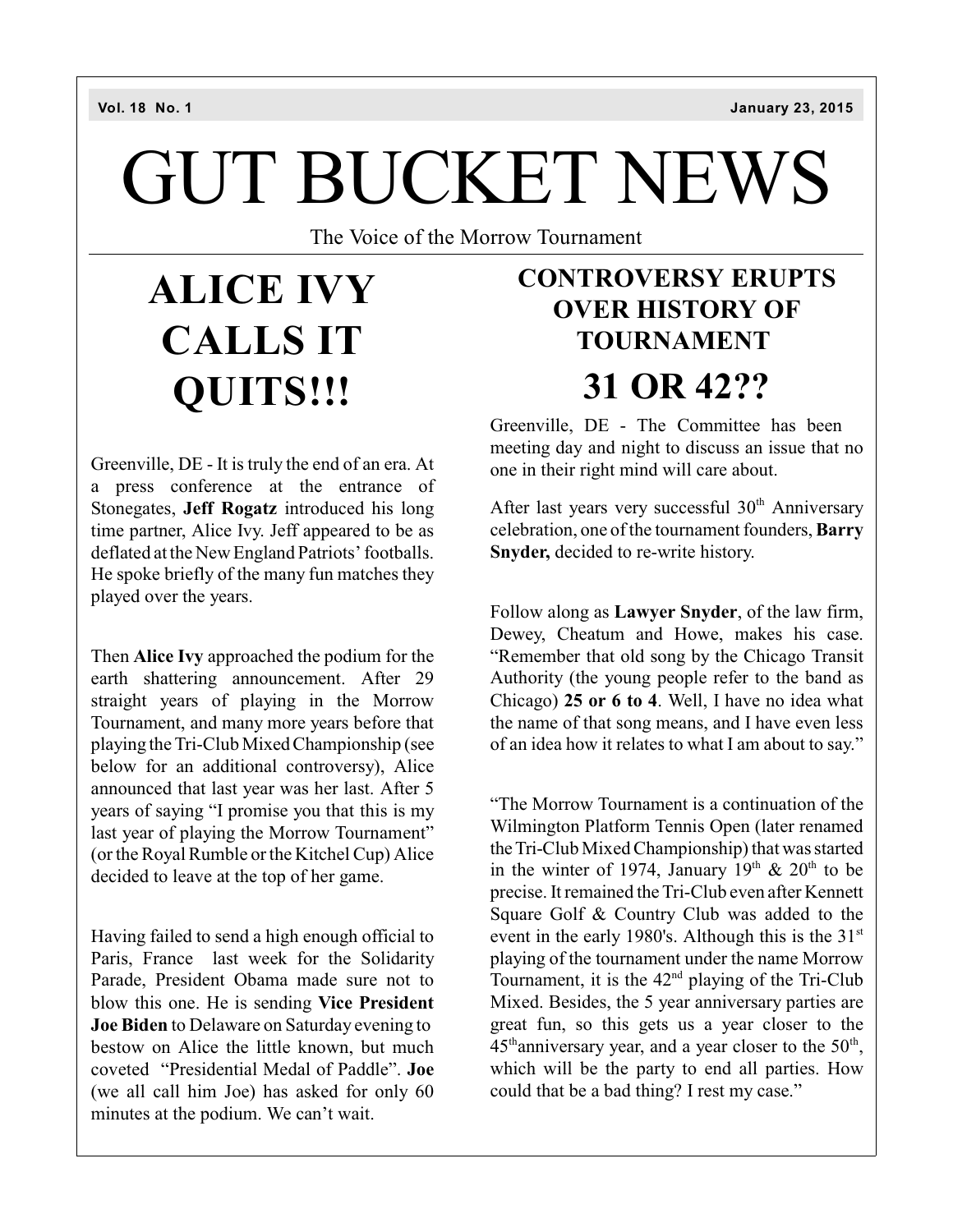Vol. 18 No. 1 January 23, 2015

# GUT BUCKET NEWS

The Voice of the Morrow Tournament

## ALICE IVY CALLS IT QUITS!!!

Greenville, DE - It is truly the end of an era. At a press conference at the entrance of Stonegates, **Jeff Rogatz** introduced his long time partner, Alice Ivy. Jeff appeared to be as deflated at the New England Patriots' footballs. He spoke briefly of the many fun matches they played over the years.

Then **Alice Ivy** approached the podium for the earth shattering announcement. After 29 straight years of playing in the Morrow Tournament, and many more years before that playing the Tri-Club Mixed Championship (see below for an additional controversy), Alice announced that last year was her last. After 5 years of saying "I promise you that this is my last year of playing the Morrow Tournament" (or the Royal Rumble or the Kitchel Cup) Alice decided to leave at the top of her game.

Having failed to send a high enough official to Paris, France last week for the Solidarity Parade, President Obama made sure not to blow this one. He is sending **Vice President Joe Biden** to Delaware on Saturday evening to bestow on Alice the little known, but much coveted "Presidential Medal of Paddle". **Joe** (we all call him Joe) has asked for only 60 minutes at the podium. We can't wait.

## CONTROVERSY ERUPTS OVER HISTORY OF TOURNAMENT

## 31 OR 42??

Greenville, DE - The Committee has been meeting day and night to discuss an issue that no one in their right mind will care about.

After last years very successful 30th Anniversary celebration, one of the tournament founders, **Barry Snyder,** decided to re-write history.

Follow along as **Lawyer Snyder**, of the law firm, Dewey, Cheatum and Howe, makes his case. "Remember that old song by the Chicago Transit Authority (the young people refer to the band as Chicago) **25 or 6 to 4**. Well, I have no idea what the name of that song means, and I have even less of an idea how it relates to what I am about to say."

"The Morrow Tournament is a continuation of the Wilmington Platform Tennis Open (later renamed the Tri-Club Mixed Championship) that was started in the winter of 1974, January 19th & 20th to be precise. It remained the Tri-Club even after Kennett Square Golf & Country Club was added to the event in the early 1980's. Although this is the 31st playing of the tournament under the name Morrow Tournament, it is the 42nd playing of the Tri-Club Mixed. Besides, the 5 year anniversary parties are great fun, so this gets us a year closer to the 45th anniversary year, and a year closer to the 50th, which will be the party to end all parties. How could that be a bad thing? I rest my case."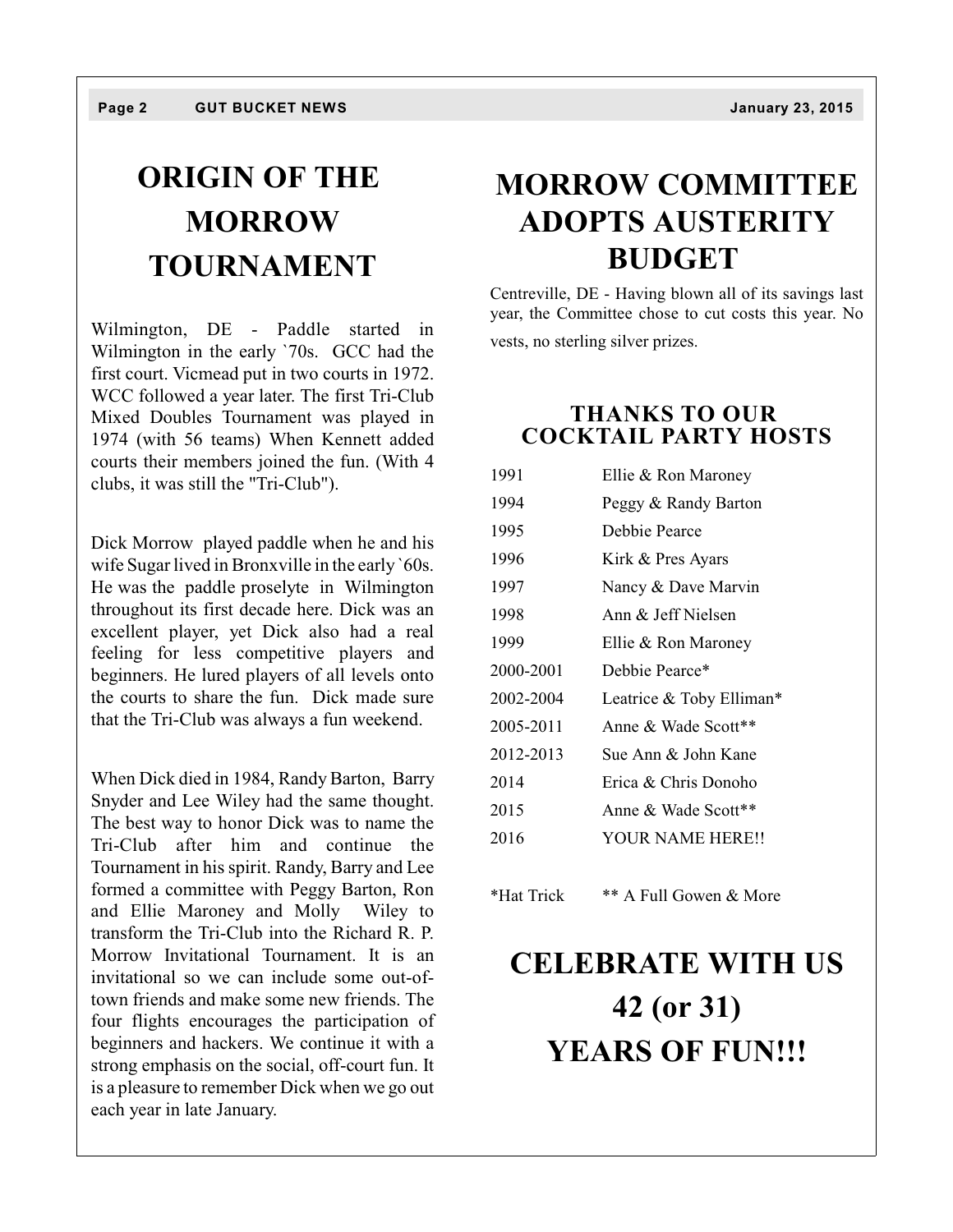# ORIGIN OF THE MORROW TOURNAMENT

Wilmington, DE - Paddle started in Wilmington in the early `70s. GCC had the first court. Vicmead put in two courts in 1972. WCC followed a year later. The first Tri-Club Mixed Doubles Tournament was played in 1974 (with 56 teams) When Kennett added courts their members joined the fun. (With 4 clubs, it was still the "Tri-Club").

Dick Morrow played paddle when he and his wife Sugar lived in Bronxville in the early `60s. He was the paddle proselyte in Wilmington throughout its first decade here. Dick was an excellent player, yet Dick also had a real feeling for less competitive players and beginners. He lured players of all levels onto the courts to share the fun. Dick made sure that the Tri-Club was always a fun weekend.

When Dick died in 1984, Randy Barton, Barry Snyder and Lee Wiley had the same thought. The best way to honor Dick was to name the Tri-Club after him and continue the Tournament in his spirit. Randy, Barry and Lee formed a committee with Peggy Barton, Ron and Ellie Maroney and Molly Wiley to transform the Tri-Club into the Richard R. P. Morrow Invitational Tournament. It is an invitational so we can include some out-of-town friends and make some new friends. The four flights encourages the participation of beginners and hackers. We continue it with a strong emphasis on the social, off-court fun. It is a pleasure to remember Dick when we go out each year in late January.

# MORROW COMMITTEE ADOPTS AUSTERITY BUDGET

Centreville, DE - Having blown all of its savings last year, the Committee chose to cut costs this year. No vests, no sterling silver prizes.

## THANKS TO OUR COCKTAIL PARTY HOSTS

| | |
|---|---|
| 1991 | Ellie & Ron Maroney |
| 1994 | Peggy & Randy Barton |
| 1995 | Debbie Pearce |
| 1996 | Kirk & Pres Ayars |
| 1997 | Nancy & Dave Marvin |
| 1998 | Ann & Jeff Nielsen |
| 1999 | Ellie & Ron Maroney |
| 2000-2001 | Debbie Pearce* |
| 2002-2004 | Leatrice & Toby Elliman* |
| 2005-2011 | Anne & Wade Scott** |
| 2012-2013 | Sue Ann & John Kane |
| 2014 | Erica & Chris Donoho |
| 2015 | Anne & Wade Scott** |
| 2016 | YOUR NAME HERE!! |

*Hat Trick ** A Full Gowen & More

# CELEBRATE WITH US 42 (or 31) YEARS OF FUN!!!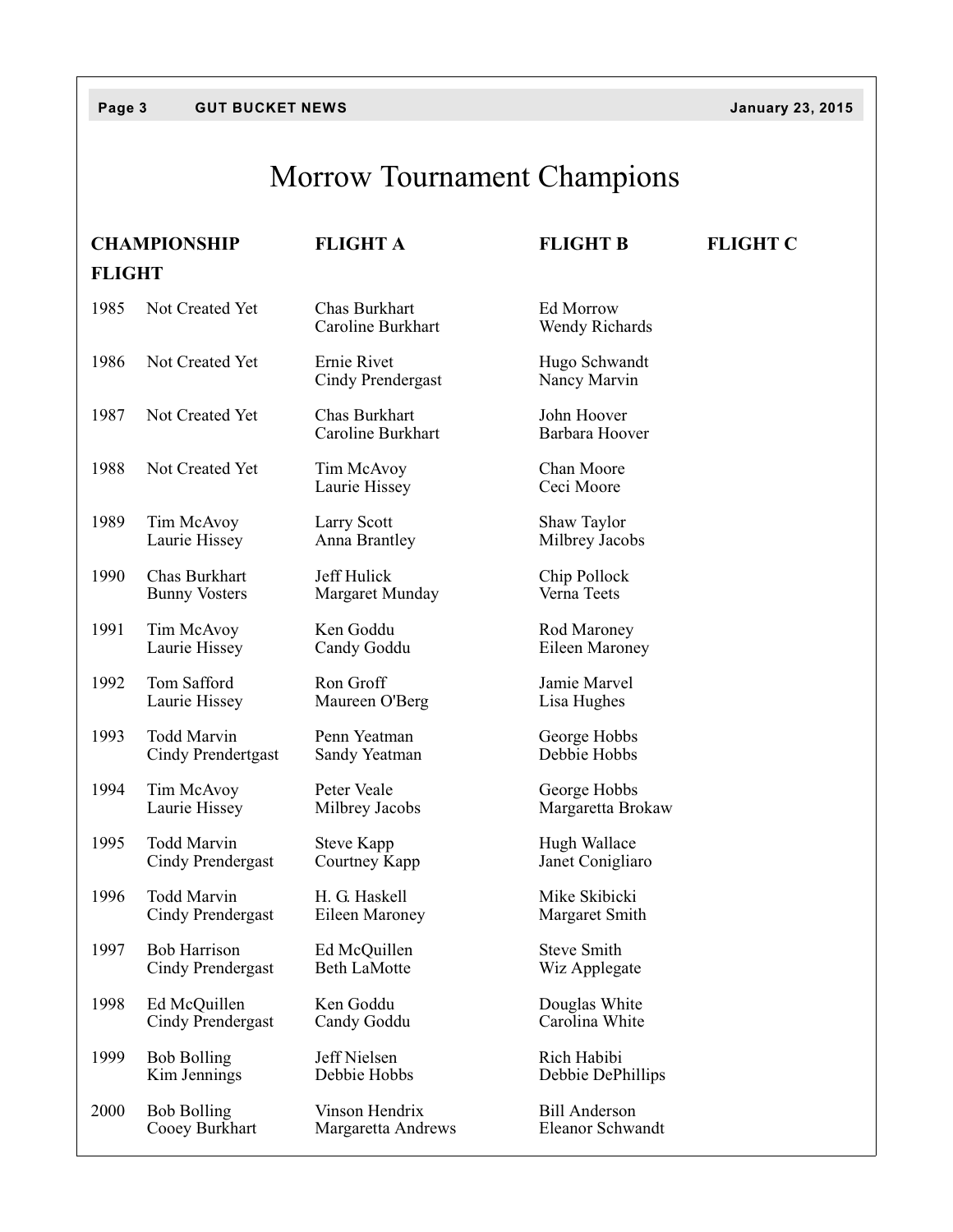# Morrow Tournament Champions

| | CHAMPIONSHIP FLIGHT | FLIGHT A | FLIGHT B | FLIGHT C |
|---|---|---|---|---|
| 1985 | Not Created Yet | Chas Burkhart<br>Caroline Burkhart | Ed Morrow<br>Wendy Richards | |
| 1986 | Not Created Yet | Ernie Rivet<br>Cindy Prendergast | Hugo Schwandt<br>Nancy Marvin | |
| 1987 | Not Created Yet | Chas Burkhart<br>Caroline Burkhart | John Hoover<br>Barbara Hoover | |
| 1988 | Not Created Yet | Tim McAvoy<br>Laurie Hissey | Chan Moore<br>Ceci Moore | |
| 1989 | Tim McAvoy<br>Laurie Hissey | Larry Scott<br>Anna Brantley | Shaw Taylor<br>Milbrey Jacobs | |
| 1990 | Chas Burkhart<br>Bunny Vosters | Jeff Hulick<br>Margaret Munday | Chip Pollock<br>Verna Teets | |
| 1991 | Tim McAvoy<br>Laurie Hissey | Ken Goddu<br>Candy Goddu | Rod Maroney<br>Eileen Maroney | |
| 1992 | Tom Safford<br>Laurie Hissey | Ron Groff<br>Maureen O'Berg | Jamie Marvel<br>Lisa Hughes | |
| 1993 | Todd Marvin<br>Cindy Prendertgast | Penn Yeatman<br>Sandy Yeatman | George Hobbs<br>Debbie Hobbs | |
| 1994 | Tim McAvoy<br>Laurie Hissey | Peter Veale<br>Milbrey Jacobs | George Hobbs<br>Margaretta Brokaw | |
| 1995 | Todd Marvin<br>Cindy Prendergast | Steve Kapp<br>Courtney Kapp | Hugh Wallace<br>Janet Conigliaro | |
| 1996 | Todd Marvin<br>Cindy Prendergast | H. G. Haskell<br>Eileen Maroney | Mike Skibicki<br>Margaret Smith | |
| 1997 | Bob Harrison<br>Cindy Prendergast | Ed McQuillen<br>Beth LaMotte | Steve Smith<br>Wiz Applegate | |
| 1998 | Ed McQuillen<br>Cindy Prendergast | Ken Goddu<br>Candy Goddu | Douglas White<br>Carolina White | |
| 1999 | Bob Bolling<br>Kim Jennings | Jeff Nielsen<br>Debbie Hobbs | Rich Habibi<br>Debbie DePhillips | |
| 2000 | Bob Bolling<br>Cooey Burkhart | Vinson Hendrix<br>Margaretta Andrews | Bill Anderson<br>Eleanor Schwandt | |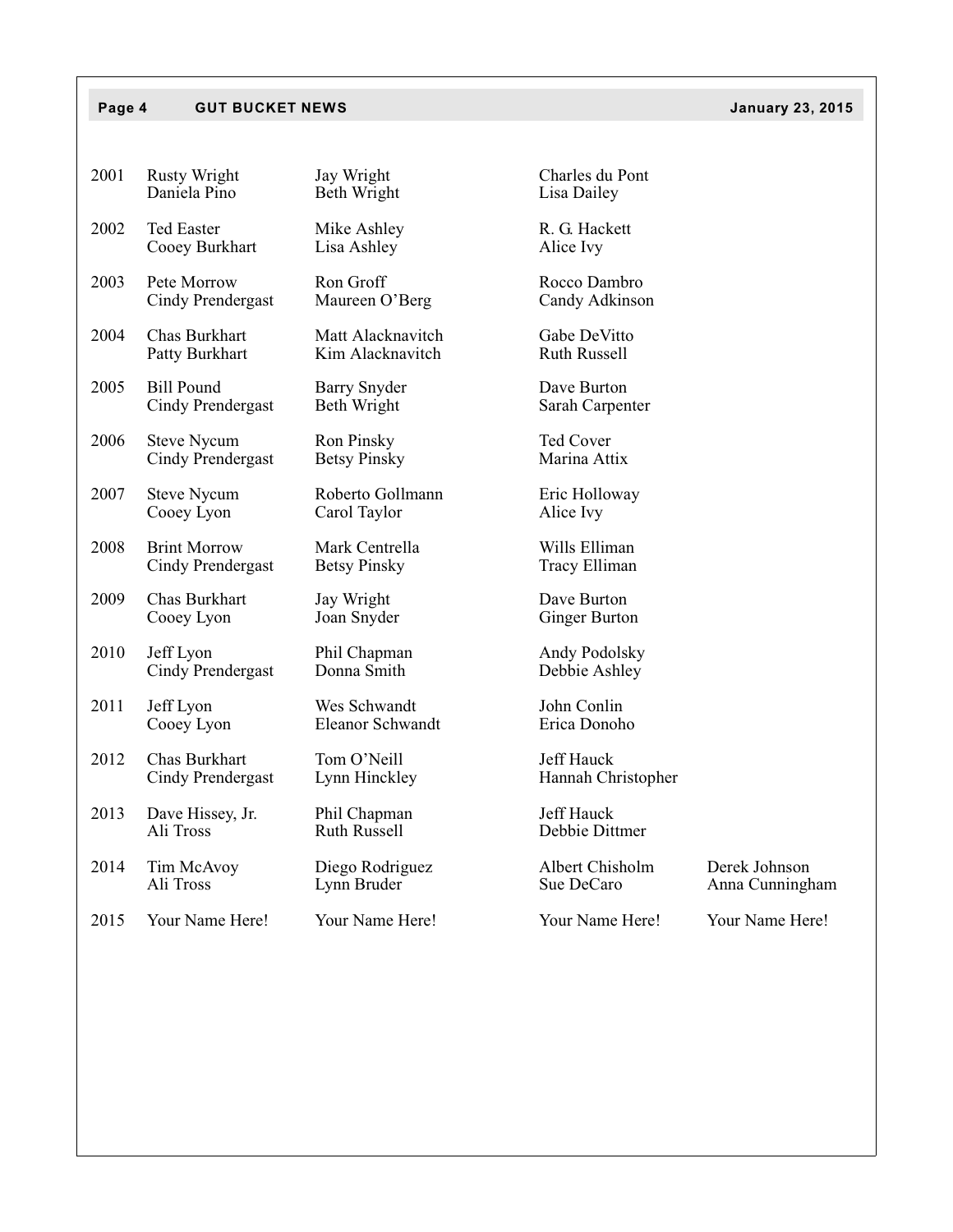| | | | | |
|---|---|---|---|---|
| 2001 | Rusty Wright<br>Daniela Pino | Jay Wright<br>Beth Wright | Charles du Pont<br>Lisa Dailey | |
| 2002 | Ted Easter<br>Cooey Burkhart | Mike Ashley<br>Lisa Ashley | R. G. Hackett<br>Alice Ivy | |
| 2003 | Pete Morrow<br>Cindy Prendergast | Ron Groff<br>Maureen O'Berg | Rocco Dambro<br>Candy Adkinson | |
| 2004 | Chas Burkhart<br>Patty Burkhart | Matt Alacknavitch<br>Kim Alacknavitch | Gabe DeVitto<br>Ruth Russell | |
| 2005 | Bill Pound<br>Cindy Prendergast | Barry Snyder<br>Beth Wright | Dave Burton<br>Sarah Carpenter | |
| 2006 | Steve Nycum<br>Cindy Prendergast | Ron Pinsky<br>Betsy Pinsky | Ted Cover<br>Marina Attix | |
| 2007 | Steve Nycum<br>Cooey Lyon | Roberto Gollmann<br>Carol Taylor | Eric Holloway<br>Alice Ivy | |
| 2008 | Brint Morrow<br>Cindy Prendergast | Mark Centrella<br>Betsy Pinsky | Wills Elliman<br>Tracy Elliman | |
| 2009 | Chas Burkhart<br>Cooey Lyon | Jay Wright<br>Joan Snyder | Dave Burton<br>Ginger Burton | |
| 2010 | Jeff Lyon<br>Cindy Prendergast | Phil Chapman<br>Donna Smith | Andy Podolsky<br>Debbie Ashley | |
| 2011 | Jeff Lyon<br>Cooey Lyon | Wes Schwandt<br>Eleanor Schwandt | John Conlin<br>Erica Donoho | |
| 2012 | Chas Burkhart<br>Cindy Prendergast | Tom O'Neill<br>Lynn Hinckley | Jeff Hauck<br>Hannah Christopher | |
| 2013 | Dave Hissey, Jr.<br>Ali Tross | Phil Chapman<br>Ruth Russell | Jeff Hauck<br>Debbie Dittmer | |
| 2014 | Tim McAvoy<br>Ali Tross | Diego Rodriguez<br>Lynn Bruder | Albert Chisholm<br>Sue DeCaro | Derek Johnson<br>Anna Cunningham |
| 2015 | Your Name Here! | Your Name Here! | Your Name Here! | Your Name Here! |